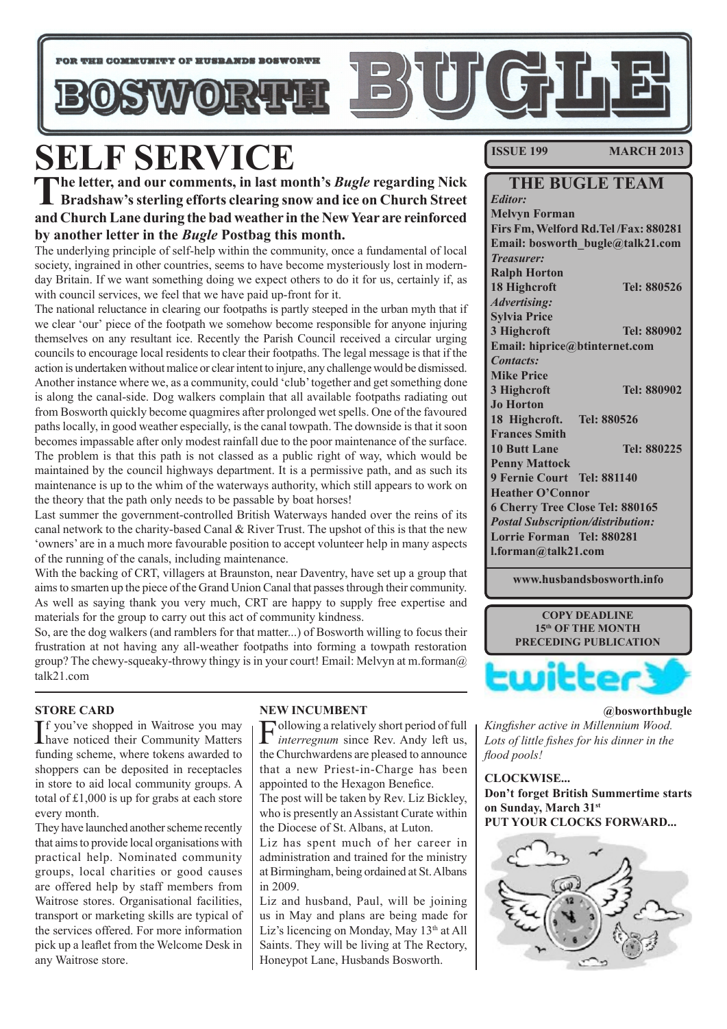FOR THE COMMUNITY OF HUSBANDS BOSWORTH

# BOSWORTH BUGLE

# SELF SERVICE

**The letter, and our comments, in last month's *Bugle* regarding Nick Bradshaw's sterling efforts clearing snow and ice on Church Street and Church Lane during the bad weather in the New Year are reinforced by another letter in the *Bugle* Postbag this month.**

The underlying principle of self-help within the community, once a fundamental of local society, ingrained in other countries, seems to have become mysteriously lost in modern-day Britain. If we want something doing we expect others to do it for us, certainly if, as with council services, we feel that we have paid up-front for it.

The national reluctance in clearing our footpaths is partly steeped in the urban myth that if we clear 'our' piece of the footpath we somehow become responsible for anyone injuring themselves on any resultant ice. Recently the Parish Council received a circular urging councils to encourage local residents to clear their footpaths. The legal message is that if the action is undertaken without malice or clear intent to injure, any challenge would be dismissed.

Another instance where we, as a community, could 'club' together and get something done is along the canal-side. Dog walkers complain that all available footpaths radiating out from Bosworth quickly become quagmires after prolonged wet spells. One of the favoured paths locally, in good weather especially, is the canal towpath. The downside is that it soon becomes impassable after only modest rainfall due to the poor maintenance of the surface. The problem is that this path is not classed as a public right of way, which would be maintained by the council highways department. It is a permissive path, and as such its maintenance is up to the whim of the waterways authority, which still appears to work on the theory that the path only needs to be passable by boat horses!

Last summer the government-controlled British Waterways handed over the reins of its canal network to the charity-based Canal & River Trust. The upshot of this is that the new 'owners' are in a much more favourable position to accept volunteer help in many aspects of the running of the canals, including maintenance.

With the backing of CRT, villagers at Braunston, near Daventry, have set up a group that aims to smarten up the piece of the Grand Union Canal that passes through their community. As well as saying thank you very much, CRT are happy to supply free expertise and materials for the group to carry out this act of community kindness.

So, are the dog walkers (and ramblers for that matter...) of Bosworth willing to focus their frustration at not having any all-weather footpaths into forming a towpath restoration group? The chewy-squeaky-throwy thingy is in your court! Email: Melvyn at m.forman@talk21.com

### STORE CARD

If you've shopped in Waitrose you may have noticed their Community Matters funding scheme, where tokens awarded to shoppers can be deposited in receptacles in store to aid local community groups. A total of £1,000 is up for grabs at each store every month.

They have launched another scheme recently that aims to provide local organisations with practical help. Nominated community groups, local charities or good causes are offered help by staff members from Waitrose stores. Organisational facilities, transport or marketing skills are typical of the services offered. For more information pick up a leaflet from the Welcome Desk in any Waitrose store.

### NEW INCUMBENT

Following a relatively short period of full *interregnum* since Rev. Andy left us, the Churchwardens are pleased to announce that a new Priest-in-Charge has been appointed to the Hexagon Benefice.

The post will be taken by Rev. Liz Bickley, who is presently an Assistant Curate within the Diocese of St. Albans, at Luton.

Liz has spent much of her career in administration and trained for the ministry at Birmingham, being ordained at St. Albans in 2009.

Liz and husband, Paul, will be joining us in May and plans are being made for Liz's licencing on Monday, May 13th at All Saints. They will be living at The Rectory, Honeypot Lane, Husbands Bosworth.

**ISSUE 199 — MARCH 2013**

## THE BUGLE TEAM

***Editor:***
**Melvyn Forman**
**Firs Fm, Welford Rd. Tel /Fax: 880281**
**Email: bosworth_bugle@talk21.com**

***Treasurer:***
**Ralph Horton**
**18 Highcroft — Tel: 880526**

***Advertising:***
**Sylvia Price**
**3 Highcroft — Tel: 880902**
**Email: hiprice@btinternet.com**

***Contacts:***
**Mike Price**
**3 Highcroft — Tel: 880902**
**Jo Horton**
**18 Highcroft. Tel: 880526**
**Frances Smith**
**10 Butt Lane — Tel: 880225**
**Penny Mattock**
**9 Fernie Court Tel: 881140**
**Heather O'Connor**
**6 Cherry Tree Close Tel: 880165**

***Postal Subscription/distribution:***
**Lorrie Forman Tel: 880281**
**l.forman@talk21.com**

**www.husbandsbosworth.info**

**COPY DEADLINE 15th OF THE MONTH PRECEDING PUBLICATION**

twitter

**@bosworthbugle**

*Kingfisher active in Millennium Wood. Lots of little fishes for his dinner in the flood pools!*

**CLOCKWISE...**
**Don't forget British Summertime starts on Sunday, March 31st**
**PUT YOUR CLOCKS FORWARD...**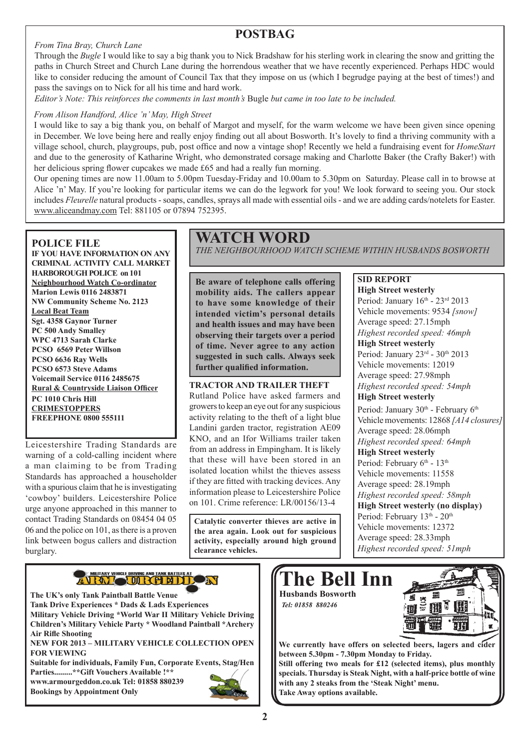# POSTBAG

*From Tina Bray, Church Lane*

Through the *Bugle* I would like to say a big thank you to Nick Bradshaw for his sterling work in clearing the snow and gritting the paths in Church Street and Church Lane during the horrendous weather that we have recently experienced. Perhaps HDC would like to consider reducing the amount of Council Tax that they impose on us (which I begrudge paying at the best of times!) and pass the savings on to Nick for all his time and hard work.

*Editor's Note: This reinforces the comments in last month's* Bugle *but came in too late to be included.*

*From Alison Handford, Alice 'n' May, High Street*

I would like to say a big thank you, on behalf of Margot and myself, for the warm welcome we have been given since opening in December. We love being here and really enjoy finding out all about Bosworth. It's lovely to find a thriving community with a village school, church, playgroups, pub, post office and now a vintage shop! Recently we held a fundraising event for *HomeStart* and due to the generosity of Katharine Wright, who demonstrated corsage making and Charlotte Baker (the Crafty Baker!) with her delicious spring flower cupcakes we made £65 and had a really fun morning.

Our opening times are now 11.00am to 5.00pm Tuesday-Friday and 10.00am to 5.30pm on Saturday. Please call in to browse at Alice 'n' May. If you're looking for particular items we can do the legwork for you! We look forward to seeing you. Our stock includes *Fleurelle* natural products - soaps, candles, sprays all made with essential oils - and we are adding cards/notelets for Easter. www.aliceandmay.com Tel: 881105 or 07894 752395.

## POLICE FILE

**IF YOU HAVE INFORMATION ON ANY CRIMINAL ACTIVITY CALL MARKET HARBOROUGH POLICE on 101**

**Neighbourhood Watch Co-ordinator**
**Marion Lewis 0116 2483871**
**NW Community Scheme No. 2123**

**Local Beat Team**
**Sgt. 4358 Gaynor Turner**
**PC 500 Andy Smalley**
**WPC 4713 Sarah Clarke**
**PCSO 6569 Peter Willson**
**PCSO 6636 Ray Wells**
**PCSO 6573 Steve Adams**
**Voicemail Service 0116 2485675**

**Rural & Countryside Liaison Officer**
**PC 1010 Chris Hill**

**CRIMESTOPPERS**
**FREEPHONE 0800 555111**

Leicestershire Trading Standards are warning of a cold-calling incident where a man claiming to be from Trading Standards has approached a householder with a spurious claim that he is investigating 'cowboy' builders. Leicestershire Police urge anyone approached in this manner to contact Trading Standards on 08454 04 05 06 and the police on 101, as there is a proven link between bogus callers and distraction burglary.

# WATCH WORD

*THE NEIGHBOURHOOD WATCH SCHEME WITHIN HUSBANDS BOSWORTH*

**Be aware of telephone calls offering mobility aids. The callers appear to have some knowledge of their intended victim's personal details and health issues and may have been observing their targets over a period of time. Never agree to any action suggested in such calls. Always seek further qualified information.**

**TRACTOR AND TRAILER THEFT**

Rutland Police have asked farmers and growers to keep an eye out for any suspicious activity relating to the theft of a light blue Landini garden tractor, registration AE09 KNO, and an Ifor Williams trailer taken from an address in Empingham. It is likely that these will have been stored in an isolated location whilst the thieves assess if they are fitted with tracking devices. Any information please to Leicestershire Police on 101. Crime reference: LR/00156/13-4

**Catalytic converter thieves are active in the area again. Look out for suspicious activity, especially around high ground clearance vehicles.**

**SID REPORT**

**High Street westerly**
Period: January 16th - 23rd 2013
Vehicle movements: 9534 *[snow]*
Average speed: 27.15mph
*Highest recorded speed: 46mph*

**High Street westerly**
Period: January 23rd - 30th 2013
Vehicle movements: 12019
Average speed: 27.98mph
*Highest recorded speed: 54mph*

**High Street westerly**
Period: January 30th - February 6th
Vehicle movements: 12868 *[A14 closures]*
Average speed: 28.06mph
*Highest recorded speed: 64mph*

**High Street westerly**
Period: February 6th - 13th
Vehicle movements: 11558
Average speed: 28.19mph
*Highest recorded speed: 58mph*

**High Street westerly (no display)**
Period: February 13th - 20th
Vehicle movements: 12372
Average speed: 28.33mph
*Highest recorded speed: 51mph*

---

MILITARY VEHICLE DRIVING AND TANK BATTLES AT **ARMOURGEDDON**

**The UK's only Tank Paintball Battle Venue**
**Tank Drive Experiences * Dads & Lads Experiences**
**Military Vehicle Driving *World War II Military Vehicle Driving**
**Children's Military Vehicle Party * Woodland Paintball *Archery**
**Air Rifle Shooting**
**NEW FOR 2013 – MILITARY VEHICLE COLLECTION OPEN FOR VIEWING**
**Suitable for individuals, Family Fun, Corporate Events, Stag/Hen Parties.........**Gift Vouchers Available !****
**www.armourgeddon.co.uk Tel: 01858 880239**
**Bookings by Appointment Only**

---

# The Bell Inn

**Husbands Bosworth**
***Tel: 01858 880246***

**We currently have offers on selected beers, lagers and cider between 5.30pm - 7.30pm Monday to Friday.**
**Still offering two meals for £12 (selected items), plus monthly specials. Thursday is Steak Night, with a half-price bottle of wine with any 2 steaks from the 'Steak Night' menu.**
**Take Away options available.**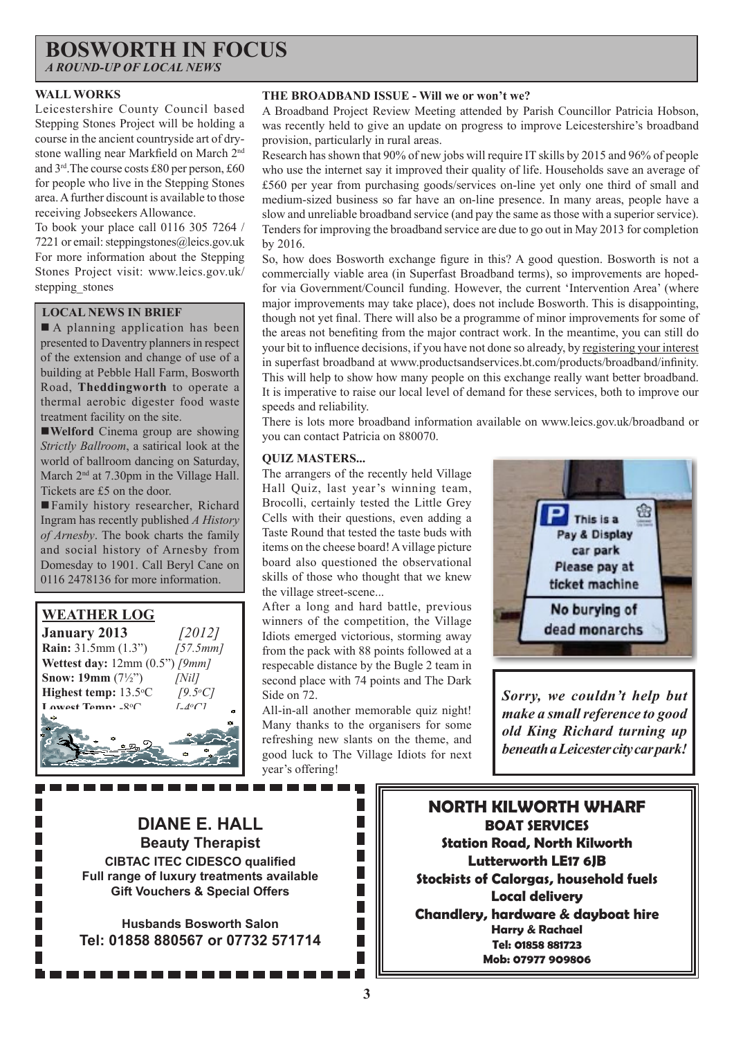# BOSWORTH IN FOCUS

*A ROUND-UP OF LOCAL NEWS*

### WALL WORKS

Leicestershire County Council based Stepping Stones Project will be holding a course in the ancient countryside art of dry-stone walling near Markfield on March 2nd and 3rd. The course costs £80 per person, £60 for people who live in the Stepping Stones area. A further discount is available to those receiving Jobseekers Allowance.

To book your place call 0116 305 7264 / 7221 or email: steppingstones@leics.gov.uk For more information about the Stepping Stones Project visit: www.leics.gov.uk/stepping_stones

### LOCAL NEWS IN BRIEF

- A planning application has been presented to Daventry planners in respect of the extension and change of use of a building at Pebble Hall Farm, Bosworth Road, **Theddingworth** to operate a thermal aerobic digester food waste treatment facility on the site.
- **Welford** Cinema group are showing *Strictly Ballroom*, a satirical look at the world of ballroom dancing on Saturday, March 2nd at 7.30pm in the Village Hall. Tickets are £5 on the door.
- Family history researcher, Richard Ingram has recently published *A History of Arnesby*. The book charts the family and social history of Arnesby from Domesday to 1901. Call Beryl Cane on 0116 2478136 for more information.

### WEATHER LOG

**January 2013** *[2012]*

**Rain:** 31.5mm (1.3") *[57.5mm]*

**Wettest day:** 12mm (0.5") *[9mm]*

**Snow: 19mm** (7½") *[Nil]*

**Highest temp:** 13.5°C *[9.5°C]*

**Lowest Temp:** -8°C *[-4°C]*

### THE BROADBAND ISSUE - Will we or won't we?

A Broadband Project Review Meeting attended by Parish Councillor Patricia Hobson, was recently held to give an update on progress to improve Leicestershire's broadband provision, particularly in rural areas.

Research has shown that 90% of new jobs will require IT skills by 2015 and 96% of people who use the internet say it improved their quality of life. Households save an average of £560 per year from purchasing goods/services on-line yet only one third of small and medium-sized business so far have an on-line presence. In many areas, people have a slow and unreliable broadband service (and pay the same as those with a superior service). Tenders for improving the broadband service are due to go out in May 2013 for completion by 2016.

So, how does Bosworth exchange figure in this? A good question. Bosworth is not a commercially viable area (in Superfast Broadband terms), so improvements are hoped-for via Government/Council funding. However, the current 'Intervention Area' (where major improvements may take place), does not include Bosworth. This is disappointing, though not yet final. There will also be a programme of minor improvements for some of the areas not benefiting from the major contract work. In the meantime, you can still do your bit to influence decisions, if you have not done so already, by registering your interest in superfast broadband at www.productsandservices.bt.com/products/broadband/infinity. This will help to show how many people on this exchange really want better broadband. It is imperative to raise our local level of demand for these services, both to improve our speeds and reliability.

There is lots more broadband information available on www.leics.gov.uk/broadband or you can contact Patricia on 880070.

### QUIZ MASTERS...

The arrangers of the recently held Village Hall Quiz, last year's winning team, Brocolli, certainly tested the Little Grey Cells with their questions, even adding a Taste Round that tested the taste buds with items on the cheese board! A village picture board also questioned the observational skills of those who thought that we knew the village street-scene...

After a long and hard battle, previous winners of the competition, the Village Idiots emerged victorious, storming away from the pack with 88 points followed at a respecable distance by the Bugle 2 team in second place with 74 points and The Dark Side on 72.

All-in-all another memorable quiz night! Many thanks to the organisers for some refreshing new slants on the theme, and good luck to The Village Idiots for next year's offering!

***Sorry, we couldn't help but make a small reference to good old King Richard turning up beneath a Leicester city car park!***

---

**DIANE E. HALL**
**Beauty Therapist**
**CIBTAC ITEC CIDESCO qualified**
**Full range of luxury treatments available**
**Gift Vouchers & Special Offers**

**Husbands Bosworth Salon**
**Tel: 01858 880567 or 07732 571714**

---

**NORTH KILWORTH WHARF**
**BOAT SERVICES**
**Station Road, North Kilworth**
**Lutterworth LE17 6JB**
**Stockists of Calorgas, household fuels**
**Local delivery**
**Chandlery, hardware & dayboat hire**
**Harry & Rachael**
**Tel: 01858 881723**
**Mob: 07977 909806**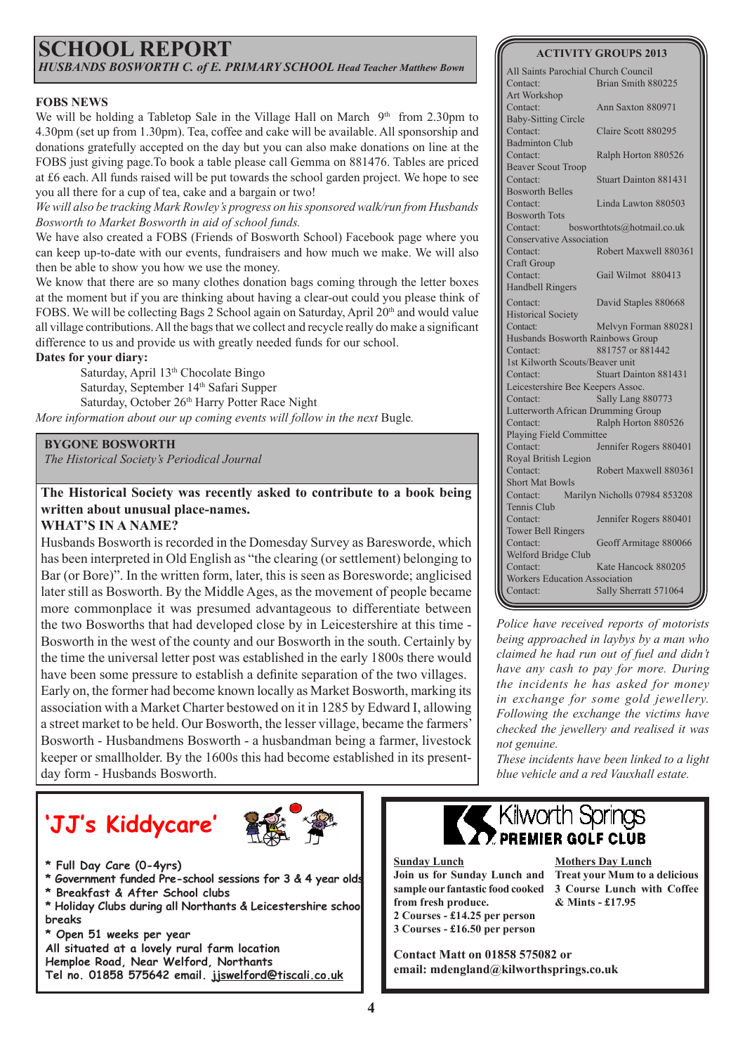# SCHOOL REPORT

*HUSBANDS BOSWORTH C. of E. PRIMARY SCHOOL Head Teacher Matthew Bown*

**FOBS NEWS**

We will be holding a Tabletop Sale in the Village Hall on March 9th from 2.30pm to 4.30pm (set up from 1.30pm). Tea, coffee and cake will be available. All sponsorship and donations gratefully accepted on the day but you can also make donations on line at the FOBS just giving page.To book a table please call Gemma on 881476. Tables are priced at £6 each. All funds raised will be put towards the school garden project. We hope to see you all there for a cup of tea, cake and a bargain or two!

*We will also be tracking Mark Rowley's progress on his sponsored walk/run from Husbands Bosworth to Market Bosworth in aid of school funds.*

We have also created a FOBS (Friends of Bosworth School) Facebook page where you can keep up-to-date with our events, fundraisers and how much we make. We will also then be able to show you how we use the money.

We know that there are so many clothes donation bags coming through the letter boxes at the moment but if you are thinking about having a clear-out could you please think of FOBS. We will be collecting Bags 2 School again on Saturday, April 20th and would value all village contributions. All the bags that we collect and recycle really do make a significant difference to us and provide us with greatly needed funds for our school.

**Dates for your diary:**

Saturday, April 13th Chocolate Bingo
Saturday, September 14th Safari Supper
Saturday, October 26th Harry Potter Race Night

*More information about our up coming events will follow in the next* Bugle*.*

## BYGONE BOSWORTH

*The Historical Society's Periodical Journal*

**The Historical Society was recently asked to contribute to a book being written about unusual place-names.**

**WHAT'S IN A NAME?**

Husbands Bosworth is recorded in the Domesday Survey as Baresworde, which has been interpreted in Old English as "the clearing (or settlement) belonging to Bar (or Bore)". In the written form, later, this is seen as Boresworde; anglicised later still as Bosworth. By the Middle Ages, as the movement of people became more commonplace it was presumed advantageous to differentiate between the two Bosworths that had developed close by in Leicestershire at this time - Bosworth in the west of the county and our Bosworth in the south. Certainly by the time the universal letter post was established in the early 1800s there would have been some pressure to establish a definite separation of the two villages. Early on, the former had become known locally as Market Bosworth, marking its association with a Market Charter bestowed on it in 1285 by Edward I, allowing a street market to be held. Our Bosworth, the lesser village, became the farmers' Bosworth - Husbandmens Bosworth - a husbandman being a farmer, livestock keeper or smallholder. By the 1600s this had become established in its present-day form - Husbands Bosworth.

## ACTIVITY GROUPS 2013

| Group | Contact |
|---|---|
| All Saints Parochial Church Council | Brian Smith 880225 |
| Art Workshop | Ann Saxton 880971 |
| Baby-Sitting Circle | Claire Scott 880295 |
| Badminton Club | Ralph Horton 880526 |
| Beaver Scout Troop | Stuart Dainton 881431 |
| Bosworth Belles | Linda Lawton 880503 |
| Bosworth Tots | bosworthtots@hotmail.co.uk |
| Conservative Association | Robert Maxwell 880361 |
| Craft Group | Gail Wilmot 880413 |
| Handbell Ringers | David Staples 880668 |
| Historical Society | Melvyn Forman 880281 |
| Husbands Bosworth Rainbows Group | 881757 or 881442 |
| 1st Kilworth Scouts/Beaver unit | Stuart Dainton 881431 |
| Leicestershire Bee Keepers Assoc. | Sally Lang 880773 |
| Lutterworth African Drumming Group | Ralph Horton 880526 |
| Playing Field Committee | Jennifer Rogers 880401 |
| Royal British Legion | Robert Maxwell 880361 |
| Short Mat Bowls | Marilyn Nicholls 07984 853208 |
| Tennis Club | Jennifer Rogers 880401 |
| Tower Bell Ringers | Geoff Armitage 880066 |
| Welford Bridge Club | Kate Hancock 880205 |
| Workers Education Association | Sally Sherratt 571064 |

*Police have received reports of motorists being approached in laybys by a man who claimed he had run out of fuel and didn't have any cash to pay for more. During the incidents he has asked for money in exchange for some gold jewellery. Following the exchange the victims have checked the jewellery and realised it was not genuine.*

*These incidents have been linked to a light blue vehicle and a red Vauxhall estate.*

## 'JJ's Kiddycare'

- Full Day Care (0-4yrs)
- Government funded Pre-school sessions for 3 & 4 year olds
- Breakfast & After School clubs
- Holiday Clubs during all Northants & Leicestershire school breaks
- Open 51 weeks per year

**All situated at a lovely rural farm location**
**Hemploe Road, Near Welford, Northants**
**Tel no. 01858 575642 email. jjswelford@tiscali.co.uk**

## Kilworth Springs PREMIER GOLF CLUB

**Sunday Lunch**

**Join us for Sunday Lunch and sample our fantastic food cooked from fresh produce.**
**2 Courses - £14.25 per person**
**3 Courses - £16.50 per person**

**Mothers Day Lunch**

**Treat your Mum to a delicious 3 Course Lunch with Coffee & Mints - £17.95**

**Contact Matt on 01858 575082 or email: mdengland@kilworthsprings.co.uk**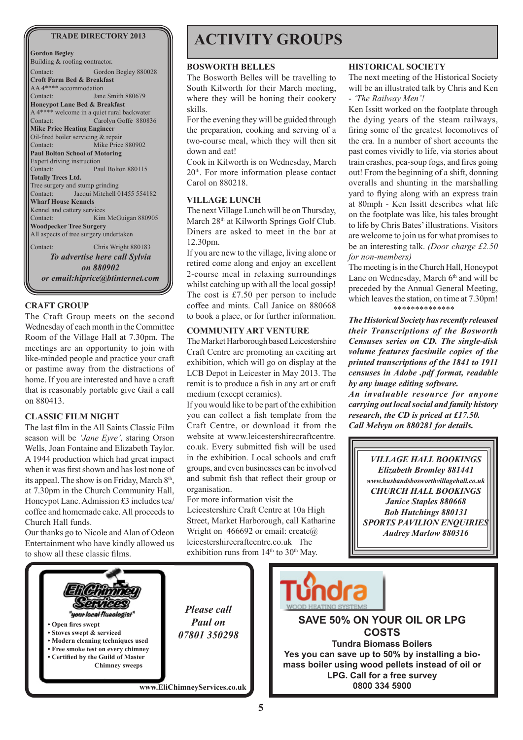## TRADE DIRECTORY 2013

**Gordon Begley**
Building & roofing contractor.
Contact: Gordon Begley 880028

**Croft Farm Bed & Breakfast**
AA 4**** accommodation
Contact: Jane Smith 880679

**Honeypot Lane Bed & Breakfast**
A 4**** welcome in a quiet rural backwater
Contact: Carolyn Goffe 880836

**Mike Price Heating Engineer**
Oil-fired boiler servicing & repair
Contact: Mike Price 880902

**Paul Bolton School of Motoring**
Expert driving instruction
Contact: Paul Bolton 880115

**Totally Trees Ltd.**
Tree surgery and stump grinding
Contact: Jacqui Mitchell 01455 554182

**Wharf House Kennels**
Kennel and cattery services
Contact: Kim McGuigan 880905

**Woodpecker Tree Surgery**
All aspects of tree surgery undertaken
Contact: Chris Wright 880183

*To advertise here call Sylvia on 880902 or email:hiprice@btinternet.com*

### CRAFT GROUP

The Craft Group meets on the second Wednesday of each month in the Committee Room of the Village Hall at 7.30pm. The meetings are an opportunity to join with like-minded people and practice your craft or pastime away from the distractions of home. If you are interested and have a craft that is reasonably portable give Gail a call on 880413.

### CLASSIC FILM NIGHT

The last film in the All Saints Classic Film season will be *'Jane Eyre'*, staring Orson Wells, Joan Fontaine and Elizabeth Taylor. A 1944 production which had great impact when it was first shown and has lost none of its appeal. The show is on Friday, March 8th, at 7.30pm in the Church Community Hall, Honeypot Lane. Admission £3 includes tea/coffee and homemade cake. All proceeds to Church Hall funds.

Our thanks go to Nicole and Alan of Odeon Entertainment who have kindly allowed us to show all these classic films.

# ACTIVITY GROUPS

### BOSWORTH BELLES

The Bosworth Belles will be travelling to South Kilworth for their March meeting, where they will be honing their cookery skills.

For the evening they will be guided through the preparation, cooking and serving of a two-course meal, which they will then sit down and eat!

Cook in Kilworth is on Wednesday, March 20th. For more information please contact Carol on 880218.

### VILLAGE LUNCH

The next Village Lunch will be on Thursday, March 28th at Kilworth Springs Golf Club. Diners are asked to meet in the bar at 12.30pm.

If you are new to the village, living alone or retired come along and enjoy an excellent 2-course meal in relaxing surroundings whilst catching up with all the local gossip! The cost is £7.50 per person to include coffee and mints. Call Janice on 880668 to book a place, or for further information.

### COMMUNITY ART VENTURE

The Market Harborough based Leicestershire Craft Centre are promoting an exciting art exhibition, which will go on display at the LCB Depot in Leicester in May 2013. The remit is to produce a fish in any art or craft medium (except ceramics).

If you would like to be part of the exhibition you can collect a fish template from the Craft Centre, or download it from the website at www.leicestershirecraftcentre.co.uk. Every submitted fish will be used in the exhibition. Local schools and craft groups, and even businesses can be involved and submit fish that reflect their group or organisation.

For more information visit the Leicestershire Craft Centre at 10a High Street, Market Harborough, call Katharine Wright on 466692 or email: create@leicestershirecraftcentre.co.uk The exhibition runs from 14th to 30th May.

### HISTORICAL SOCIETY

The next meeting of the Historical Society will be an illustrated talk by Chris and Ken - *'The Railway Men'!*

Ken Issitt worked on the footplate through the dying years of the steam railways, firing some of the greatest locomotives of the era. In a number of short accounts the past comes vividly to life, via stories about train crashes, pea-soup fogs, and fires going out! From the beginning of a shift, donning overalls and shunting in the marshalling yard to flying along with an express train at 80mph - Ken Issitt describes what life on the footplate was like, his tales brought to life by Chris Bates' illustrations. Visitors are welcome to join us for what promises to be an interesting talk. *(Door charge £2.50 for non-members)*

The meeting is in the Church Hall, Honeypot Lane on Wednesday, March 6th and will be preceded by the Annual General Meeting, which leaves the station, on time at 7.30pm!

**************

***The Historical Society has recently released their Transcriptions of the Bosworth Censuses series on CD. The single-disk volume features facsimile copies of the printed transcriptions of the 1841 to 1911 censuses in Adobe .pdf format, readable by any image editing software.***

***An invaluable resource for anyone carrying out local social and family history research, the CD is priced at £17.50. Call Melvyn on 880281 for details.***

***VILLAGE HALL BOOKINGS***
***Elizabeth Bromley 881441***
***www.husbandsbosworthvillagehall.co.uk***
***CHURCH HALL BOOKINGS***
***Janice Staples 880668***
***Bob Hutchings 880131***
***SPORTS PAVILION ENQUIRIES***
***Audrey Marlow 880316***

**Eli Chimney Services**
*"your local flueologist"*

- **Open fires swept**
- **Stoves swept & serviced**
- **Modern cleaning techniques used**
- **Free smoke test on every chimney**
- **Certified by the Guild of Master Chimney sweeps**

***Please call Paul on 07801 350298***

**www.EliChimneyServices.co.uk**

**Tundra** WOOD HEATING SYSTEMS

**SAVE 50% ON YOUR OIL OR LPG COSTS**

**Tundra Biomass Boilers**

**Yes you can save up to 50% by installing a bio-mass boiler using wood pellets instead of oil or LPG. Call for a free survey**

**0800 334 5900**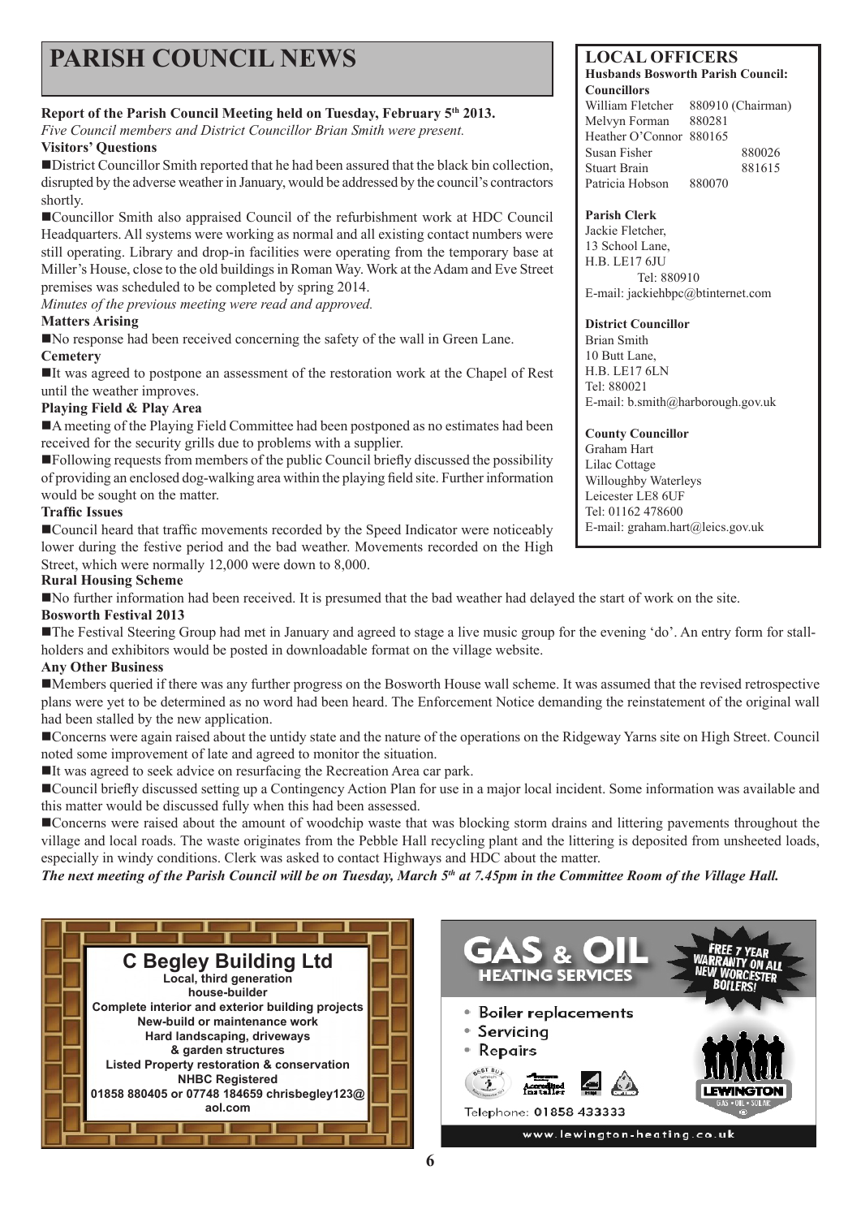# PARISH COUNCIL NEWS

**Report of the Parish Council Meeting held on Tuesday, February 5th 2013.**

*Five Council members and District Councillor Brian Smith were present.*

**Visitors' Questions**

- District Councillor Smith reported that he had been assured that the black bin collection, disrupted by the adverse weather in January, would be addressed by the council's contractors shortly.
- Councillor Smith also appraised Council of the refurbishment work at HDC Council Headquarters. All systems were working as normal and all existing contact numbers were still operating. Library and drop-in facilities were operating from the temporary base at Miller's House, close to the old buildings in Roman Way. Work at the Adam and Eve Street premises was scheduled to be completed by spring 2014.

*Minutes of the previous meeting were read and approved.*

**Matters Arising**

- No response had been received concerning the safety of the wall in Green Lane.

**Cemetery**

- It was agreed to postpone an assessment of the restoration work at the Chapel of Rest until the weather improves.

**Playing Field & Play Area**

- A meeting of the Playing Field Committee had been postponed as no estimates had been received for the security grills due to problems with a supplier.
- Following requests from members of the public Council briefly discussed the possibility of providing an enclosed dog-walking area within the playing field site. Further information would be sought on the matter.

**Traffic Issues**

- Council heard that traffic movements recorded by the Speed Indicator were noticeably lower during the festive period and the bad weather. Movements recorded on the High Street, which were normally 12,000 were down to 8,000.

**Rural Housing Scheme**

- No further information had been received. It is presumed that the bad weather had delayed the start of work on the site.

**Bosworth Festival 2013**

- The Festival Steering Group had met in January and agreed to stage a live music group for the evening 'do'. An entry form for stall-holders and exhibitors would be posted in downloadable format on the village website.

**Any Other Business**

- Members queried if there was any further progress on the Bosworth House wall scheme. It was assumed that the revised retrospective plans were yet to be determined as no word had been heard. The Enforcement Notice demanding the reinstatement of the original wall had been stalled by the new application.
- Concerns were again raised about the untidy state and the nature of the operations on the Ridgeway Yarns site on High Street. Council noted some improvement of late and agreed to monitor the situation.
- It was agreed to seek advice on resurfacing the Recreation Area car park.
- Council briefly discussed setting up a Contingency Action Plan for use in a major local incident. Some information was available and this matter would be discussed fully when this had been assessed.
- Concerns were raised about the amount of woodchip waste that was blocking storm drains and littering pavements throughout the village and local roads. The waste originates from the Pebble Hall recycling plant and the littering is deposited from unsheeted loads, especially in windy conditions. Clerk was asked to contact Highways and HDC about the matter.

***The next meeting of the Parish Council will be on Tuesday, March 5th at 7.45pm in the Committee Room of the Village Hall.***

## LOCAL OFFICERS

**Husbands Bosworth Parish Council:**

**Councillors**

| Name | Tel |
|---|---|
| William Fletcher | 880910 (Chairman) |
| Melvyn Forman | 880281 |
| Heather O'Connor | 880165 |
| Susan Fisher | 880026 |
| Stuart Brain | 881615 |
| Patricia Hobson | 880070 |

**Parish Clerk**
Jackie Fletcher,
13 School Lane,
H.B. LE17 6JU
Tel: 880910
E-mail: jackiehbpc@btinternet.com

**District Councillor**
Brian Smith
10 Butt Lane,
H.B. LE17 6LN
Tel: 880021
E-mail: b.smith@harborough.gov.uk

**County Councillor**
Graham Hart
Lilac Cottage
Willoughby Waterleys
Leicester LE8 6UF
Tel: 01162 478600
E-mail: graham.hart@leics.gov.uk

**C Begley Building Ltd**
**Local, third generation house-builder**
**Complete interior and exterior building projects**
**New-build or maintenance work**
**Hard landscaping, driveways & garden structures**
**Listed Property restoration & conservation**
**NHBC Registered**
**01858 880405 or 07748 184659 chrisbegley123@aol.com**

**GAS & OIL HEATING SERVICES**

**FREE 7 YEAR WARRANTY ON ALL NEW WORCESTER BOILERS!**

- Boiler replacements
- Servicing
- Repairs

LEWINGTON GAS • OIL • SOLAR

Telephone: 01858 433333

www.lewington-heating.co.uk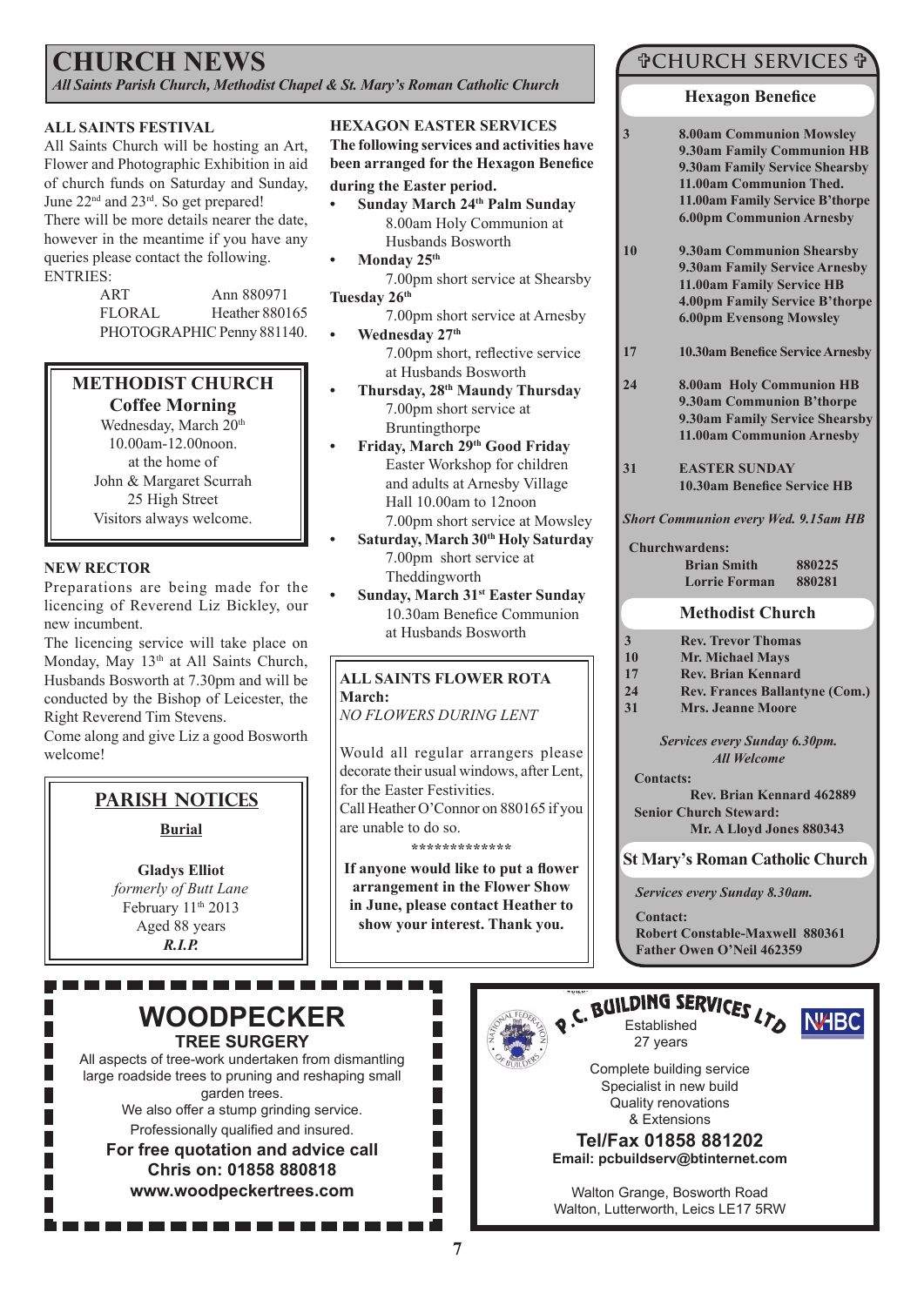# CHURCH NEWS

*All Saints Parish Church, Methodist Chapel & St. Mary's Roman Catholic Church*

## ALL SAINTS FESTIVAL

All Saints Church will be hosting an Art, Flower and Photographic Exhibition in aid of church funds on Saturday and Sunday, June 22nd and 23rd. So get prepared!
There will be more details nearer the date, however in the meantime if you have any queries please contact the following.
ENTRIES:

| | |
|---|---|
| ART | Ann 880971 |
| FLORAL | Heather 880165 |
| PHOTOGRAPHIC | Penny 881140. |

## METHODIST CHURCH

**Coffee Morning**

Wednesday, March 20th
10.00am-12.00noon.
at the home of
John & Margaret Scurrah
25 High Street
Visitors always welcome.

## NEW RECTOR

Preparations are being made for the licencing of Reverend Liz Bickley, our new incumbent.
The licencing service will take place on Monday, May 13th at All Saints Church, Husbands Bosworth at 7.30pm and will be conducted by the Bishop of Leicester, the Right Reverend Tim Stevens.
Come along and give Liz a good Bosworth welcome!

## PARISH NOTICES

**Burial**

**Gladys Elliot**
*formerly of Butt Lane*
February 11th 2013
Aged 88 years
***R.I.P.***

## HEXAGON EASTER SERVICES

**The following services and activities have been arranged for the Hexagon Benefice during the Easter period.**

- **Sunday March 24th Palm Sunday**
  8.00am Holy Communion at Husbands Bosworth
- **Monday 25th**
  7.00pm short service at Shearsby

**Tuesday 26th**
  7.00pm short service at Arnesby

- **Wednesday 27th**
  7.00pm short, reflective service at Husbands Bosworth
- **Thursday, 28th Maundy Thursday**
  7.00pm short service at Bruntingthorpe
- **Friday, March 29th Good Friday**
  Easter Workshop for children and adults at Arnesby Village Hall 10.00am to 12noon
  7.00pm short service at Mowsley
- **Saturday, March 30th Holy Saturday**
  7.00pm short service at Theddingworth
- **Sunday, March 31st Easter Sunday**
  10.30am Benefice Communion at Husbands Bosworth

## ALL SAINTS FLOWER ROTA

**March:**
*NO FLOWERS DURING LENT*

Would all regular arrangers please decorate their usual windows, after Lent, for the Easter Festivities.
Call Heather O'Connor on 880165 if you are unable to do so.

*************

**If anyone would like to put a flower arrangement in the Flower Show in June, please contact Heather to show your interest. Thank you.**

## ✞CHURCH SERVICES ✞

### Hexagon Benefice

| | |
|---|---|
| 3 | **8.00am Communion Mowsley**<br>**9.30am Family Communion HB**<br>**9.30am Family Service Shearsby**<br>**11.00am Communion Thed.**<br>**11.00am Family Service B'thorpe**<br>**6.00pm Communion Arnesby** |
| 10 | **9.30am Communion Shearsby**<br>**9.30am Family Service Arnesby**<br>**11.00am Family Service HB**<br>**4.00pm Family Service B'thorpe**<br>**6.00pm Evensong Mowsley** |
| 17 | **10.30am Benefice Service Arnesby** |
| 24 | **8.00am Holy Communion HB**<br>**9.30am Communion B'thorpe**<br>**9.30am Family Service Shearsby**<br>**11.00am Communion Arnesby** |
| 31 | **EASTER SUNDAY**<br>**10.30am Benefice Service HB** |

***Short Communion every Wed. 9.15am HB***

**Churchwardens:**
**Brian Smith 880225**
**Lorrie Forman 880281**

### Methodist Church

| | |
|---|---|
| 3 | **Rev. Trevor Thomas** |
| 10 | **Mr. Michael Mays** |
| 17 | **Rev. Brian Kennard** |
| 24 | **Rev. Frances Ballantyne (Com.)** |
| 31 | **Mrs. Jeanne Moore** |

***Services every Sunday 6.30pm.***
***All Welcome***

**Contacts:**
**Rev. Brian Kennard 462889**
**Senior Church Steward:**
**Mr. A Lloyd Jones 880343**

### St Mary's Roman Catholic Church

***Services every Sunday 8.30am.***

**Contact:**
**Robert Constable-Maxwell 880361**
**Father Owen O'Neil 462359**

---

## WOODPECKER

**TREE SURGERY**

All aspects of tree-work undertaken from dismantling large roadside trees to pruning and reshaping small garden trees.
We also offer a stump grinding service.
Professionally qualified and insured.
**For free quotation and advice call**
**Chris on: 01858 880818**
**www.woodpeckertrees.com**

---

**P.C. BUILDING SERVICES LTD**

NHBC

Established
27 years

Complete building service
Specialist in new build
Quality renovations
& Extensions

**Tel/Fax 01858 881202**
**Email: pcbuildserv@btinternet.com**

Walton Grange, Bosworth Road
Walton, Lutterworth, Leics LE17 5RW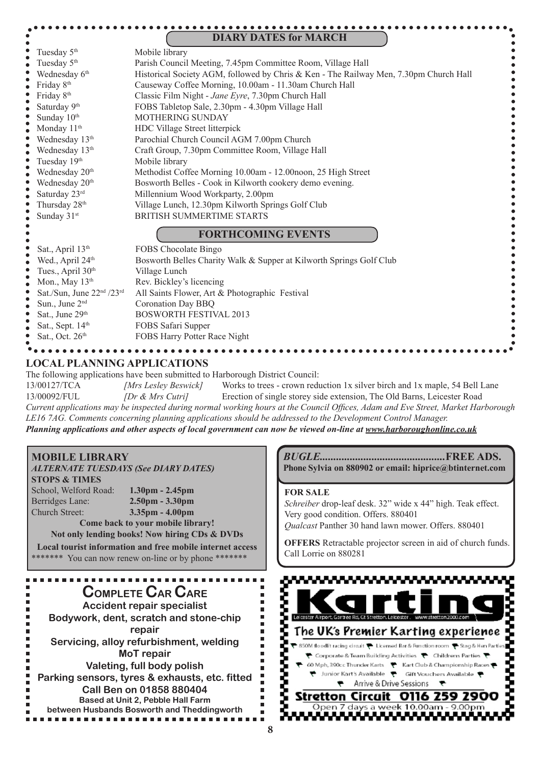## DIARY DATES for MARCH

| | |
|---|---|
| Tuesday 5th | Mobile library |
| Tuesday 5th | Parish Council Meeting, 7.45pm Committee Room, Village Hall |
| Wednesday 6th | Historical Society AGM, followed by Chris & Ken - The Railway Men, 7.30pm Church Hall |
| Friday 8th | Causeway Coffee Morning, 10.00am - 11.30am Church Hall |
| Friday 8th | Classic Film Night - *Jane Eyre*, 7.30pm Church Hall |
| Saturday 9th | FOBS Tabletop Sale, 2.30pm - 4.30pm Village Hall |
| Sunday 10th | MOTHERING SUNDAY |
| Monday 11th | HDC Village Street litterpick |
| Wednesday 13th | Parochial Church Council AGM 7.00pm Church |
| Wednesday 13th | Craft Group, 7.30pm Committee Room, Village Hall |
| Tuesday 19th | Mobile library |
| Wednesday 20th | Methodist Coffee Morning 10.00am - 12.00noon, 25 High Street |
| Wednesday 20th | Bosworth Belles - Cook in Kilworth cookery demo evening. |
| Saturday 23rd | Millennium Wood Workparty, 2.00pm |
| Thursday 28th | Village Lunch, 12.30pm Kilworth Springs Golf Club |
| Sunday 31st | BRITISH SUMMERTIME STARTS |

## FORTHCOMING EVENTS

| | |
|---|---|
| Sat., April 13th | FOBS Chocolate Bingo |
| Wed., April 24th | Bosworth Belles Charity Walk & Supper at Kilworth Springs Golf Club |
| Tues., April 30th | Village Lunch |
| Mon., May 13th | Rev. Bickley's licencing |
| Sat./Sun, June 22nd /23rd | All Saints Flower, Art & Photographic Festival |
| Sun., June 2nd | Coronation Day BBQ |
| Sat., June 29th | BOSWORTH FESTIVAL 2013 |
| Sat., Sept. 14th | FOBS Safari Supper |
| Sat., Oct. 26th | FOBS Harry Potter Race Night |

## LOCAL PLANNING APPLICATIONS

The following applications have been submitted to Harborough District Council:

| | | |
|---|---|---|
| 13/00127/TCA | *[Mrs Lesley Beswick]* | Works to trees - crown reduction 1x silver birch and 1x maple, 54 Bell Lane |
| 13/00092/FUL | *[Dr & Mrs Cutri]* | Erection of single storey side extension, The Old Barns, Leicester Road |

*Current applications may be inspected during normal working hours at the Council Offices, Adam and Eve Street, Market Harborough LE16 7AG. Comments concerning planning applications should be addressed to the Development Control Manager.*

***Planning applications and other aspects of local government can now be viewed on-line at www.harboroughonline.co.uk***

## MOBILE LIBRARY

***ALTERNATE TUESDAYS (See DIARY DATES)***

**STOPS & TIMES**

| | |
|---|---|
| School, Welford Road: | **1.30pm - 2.45pm** |
| Berridges Lane: | **2.50pm - 3.30pm** |
| Church Street: | **3.35pm - 4.00pm** |

**Come back to your mobile library!**

**Not only lending books! Now hiring CDs & DVDs**

**Local tourist information and free mobile internet access**

******* You can now renew on-line or by phone *******

## *BUGLE*..............................................FREE ADS.

**Phone Sylvia on 880902 or email: hiprice@btinternet.com**

**FOR SALE**

*Schreiber* drop-leaf desk. 32" wide x 44" high. Teak effect. Very good condition. Offers. 880401

*Qualcast* Panther 30 hand lawn mower. Offers. 880401

**OFFERS** Retractable projector screen in aid of church funds. Call Lorrie on 880281

## COMPLETE CAR CARE

**Accident repair specialist**

**Bodywork, dent, scratch and stone-chip repair**

**Servicing, alloy refurbishment, welding**

**MoT repair**

**Valeting, full body polish**

**Parking sensors, tyres & exhausts, etc. fitted**

**Call Ben on 01858 880404**

**Based at Unit 2, Pebble Hall Farm between Husbands Bosworth and Theddingworth**

## Karting

Leicester Airport, Gartree Rd, Gt Stretton, Leicester. www.stretton2000.com

**The UK's Premier Karting experience**

850M floodlit racing circuit · Licensed Bar & Function room · Stag & Hen Parties · Corporate & Team Building Activities · Childrens Parties · 60 Mph, 390cc Thunder Karts · Kart Club & Championship Races · Junior Kart's Available · Gift Vouchers Available · Arrive & Drive Sessions

**Stretton Circuit 0116 259 2900**

Open 7 days a week 10.00am - 9.00pm